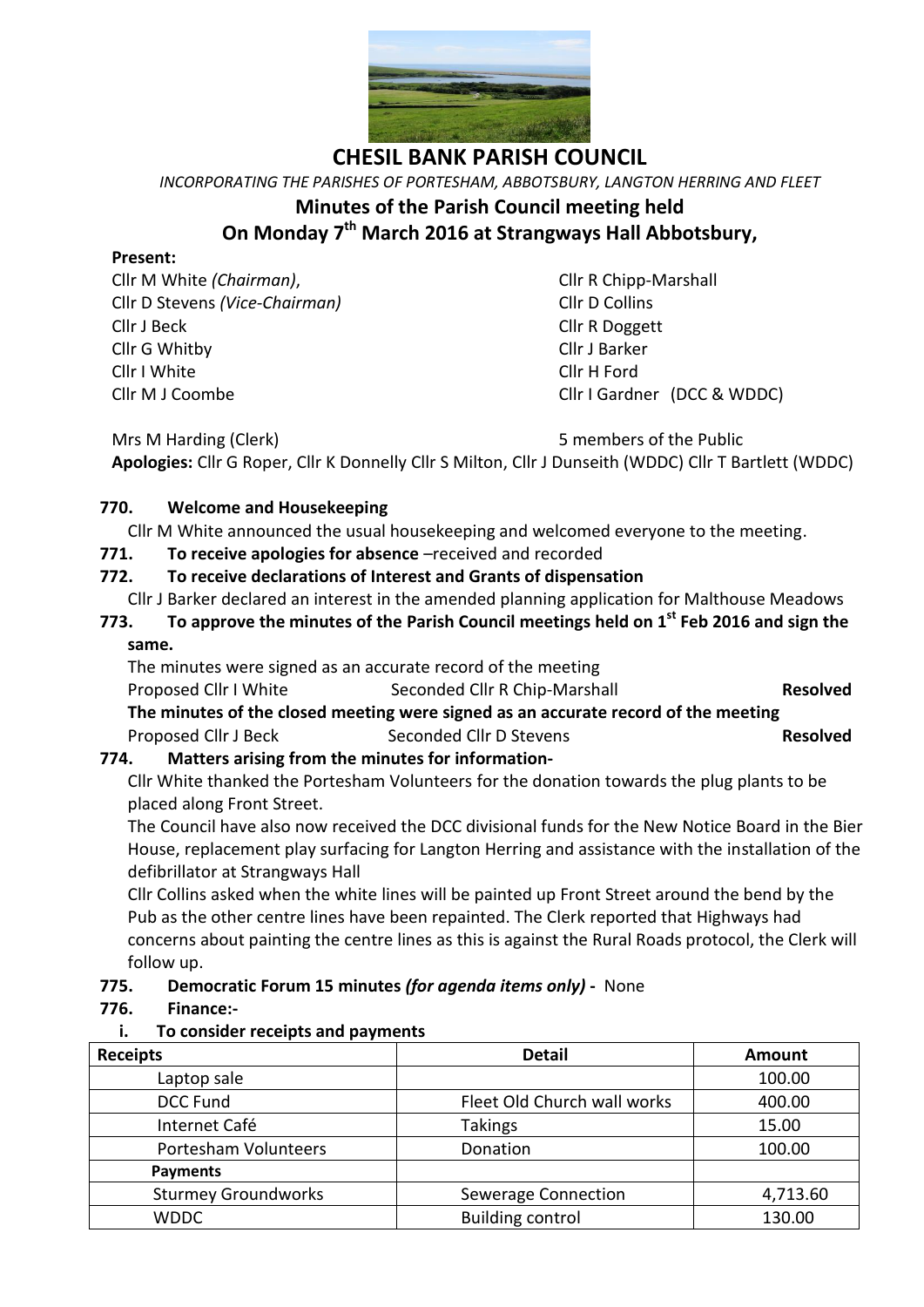# CHESIL BANK PARISH COUNCIL

*INCORPORATING THE PARISHES OF PORTESHAM, ABBOTSBURY, LANGTON HERRING AND FLEET*

## Minutes of the Parish Council meeting held On Monday 7th March 2016 at Strangways Hall Abbotsbury,

**Present:**

Cllr M White *(Chairman)*,
Cllr D Stevens *(Vice-Chairman)*
Cllr J Beck
Cllr G Whitby
Cllr I White
Cllr M J Coombe
Cllr R Chipp-Marshall
Cllr D Collins
Cllr R Doggett
Cllr J Barker
Cllr H Ford
Cllr I Gardner (DCC & WDDC)

Mrs M Harding (Clerk)
5 members of the Public

**Apologies:** Cllr G Roper, Cllr K Donnelly Cllr S Milton, Cllr J Dunseith (WDDC) Cllr T Bartlett (WDDC)

**770. Welcome and Housekeeping**

Cllr M White announced the usual housekeeping and welcomed everyone to the meeting.

**771. To receive apologies for absence** –received and recorded

**772. To receive declarations of Interest and Grants of dispensation**

Cllr J Barker declared an interest in the amended planning application for Malthouse Meadows

**773. To approve the minutes of the Parish Council meetings held on 1st Feb 2016 and sign the same.**

The minutes were signed as an accurate record of the meeting

Proposed Cllr I White Seconded Cllr R Chip-Marshall **Resolved**

**The minutes of the closed meeting were signed as an accurate record of the meeting**

Proposed Cllr J Beck Seconded Cllr D Stevens **Resolved**

**774. Matters arising from the minutes for information-**

Cllr White thanked the Portesham Volunteers for the donation towards the plug plants to be placed along Front Street.

The Council have also now received the DCC divisional funds for the New Notice Board in the Bier House, replacement play surfacing for Langton Herring and assistance with the installation of the defibrillator at Strangways Hall

Cllr Collins asked when the white lines will be painted up Front Street around the bend by the Pub as the other centre lines have been repainted. The Clerk reported that Highways had concerns about painting the centre lines as this is against the Rural Roads protocol, the Clerk will follow up.

**775. Democratic Forum 15 minutes *(for agenda items only)* -** None

**776. Finance:-**

**i. To consider receipts and payments**

| Receipts | Detail | Amount |
|---|---|---|
| Laptop sale | | 100.00 |
| DCC Fund | Fleet Old Church wall works | 400.00 |
| Internet Café | Takings | 15.00 |
| Portesham Volunteers | Donation | 100.00 |
| **Payments** | | |
| Sturmey Groundworks | Sewerage Connection | 4,713.60 |
| WDDC | Building control | 130.00 |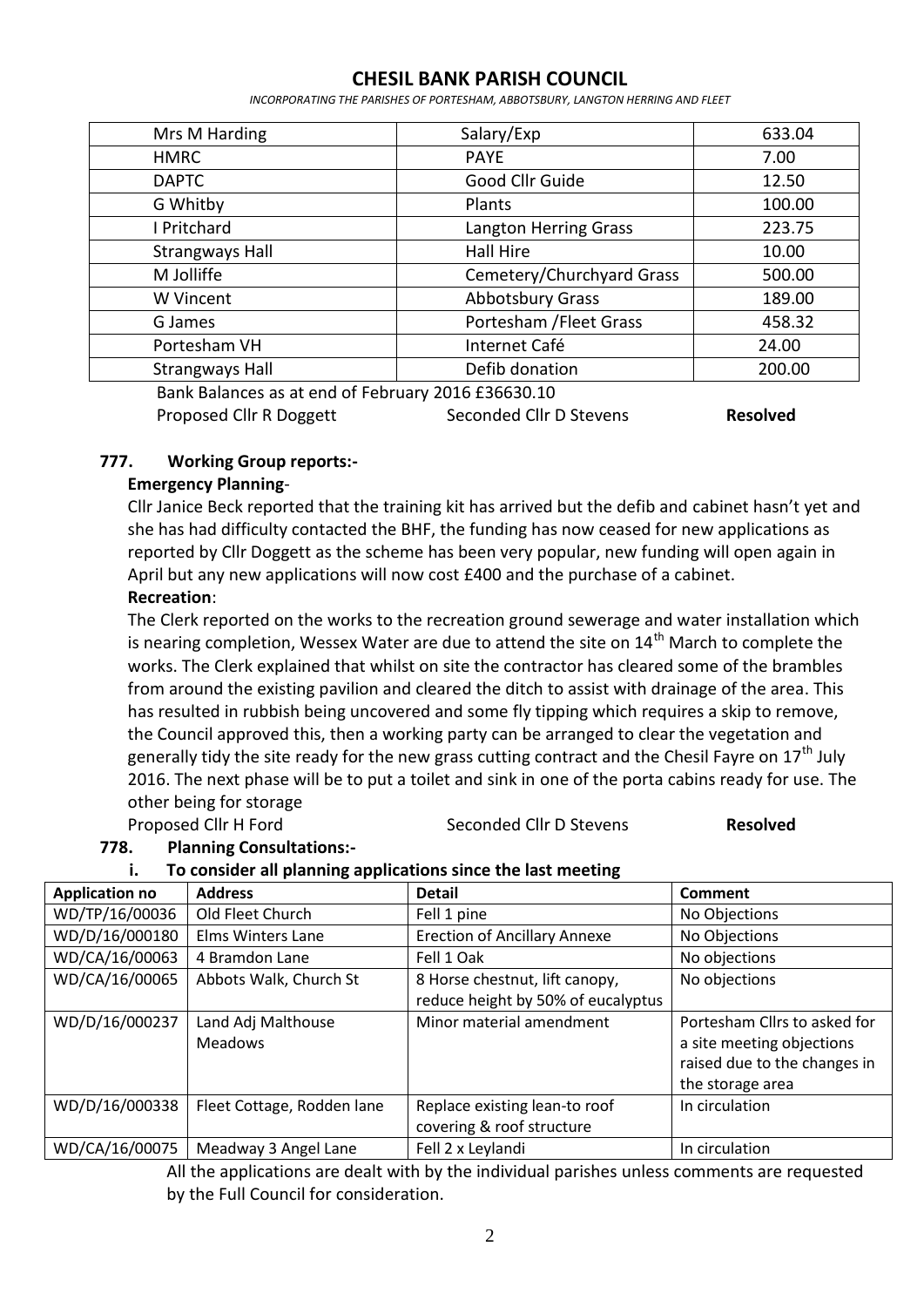| Mrs M Harding | Salary/Exp | 633.04 |
|---|---|---|
| HMRC | PAYE | 7.00 |
| DAPTC | Good Cllr Guide | 12.50 |
| G Whitby | Plants | 100.00 |
| I Pritchard | Langton Herring Grass | 223.75 |
| Strangways Hall | Hall Hire | 10.00 |
| M Jolliffe | Cemetery/Churchyard Grass | 500.00 |
| W Vincent | Abbotsbury Grass | 189.00 |
| G James | Portesham /Fleet Grass | 458.32 |
| Portesham VH | Internet Café | 24.00 |
| Strangways Hall | Defib donation | 200.00 |

Bank Balances as at end of February 2016 £36630.10

Proposed Cllr R Doggett Seconded Cllr D Stevens **Resolved**

**777. Working Group reports:-**

**Emergency Planning**-

Cllr Janice Beck reported that the training kit has arrived but the defib and cabinet hasn't yet and she has had difficulty contacted the BHF, the funding has now ceased for new applications as reported by Cllr Doggett as the scheme has been very popular, new funding will open again in April but any new applications will now cost £400 and the purchase of a cabinet.

**Recreation**:

The Clerk reported on the works to the recreation ground sewerage and water installation which is nearing completion, Wessex Water are due to attend the site on 14th March to complete the works. The Clerk explained that whilst on site the contractor has cleared some of the brambles from around the existing pavilion and cleared the ditch to assist with drainage of the area. This has resulted in rubbish being uncovered and some fly tipping which requires a skip to remove, the Council approved this, then a working party can be arranged to clear the vegetation and generally tidy the site ready for the new grass cutting contract and the Chesil Fayre on 17th July 2016. The next phase will be to put a toilet and sink in one of the porta cabins ready for use. The other being for storage

Proposed Cllr H Ford Seconded Cllr D Stevens **Resolved**

**778. Planning Consultations:-**

**i. To consider all planning applications since the last meeting**

| Application no | Address | Detail | Comment |
|---|---|---|---|
| WD/TP/16/00036 | Old Fleet Church | Fell 1 pine | No Objections |
| WD/D/16/000180 | Elms Winters Lane | Erection of Ancillary Annexe | No Objections |
| WD/CA/16/00063 | 4 Bramdon Lane | Fell 1 Oak | No objections |
| WD/CA/16/00065 | Abbots Walk, Church St | 8 Horse chestnut, lift canopy, reduce height by 50% of eucalyptus | No objections |
| WD/D/16/000237 | Land Adj Malthouse Meadows | Minor material amendment | Portesham Cllrs to asked for a site meeting objections raised due to the changes in the storage area |
| WD/D/16/000338 | Fleet Cottage, Rodden lane | Replace existing lean-to roof covering & roof structure | In circulation |
| WD/CA/16/00075 | Meadway 3 Angel Lane | Fell 2 x Leylandi | In circulation |

All the applications are dealt with by the individual parishes unless comments are requested by the Full Council for consideration.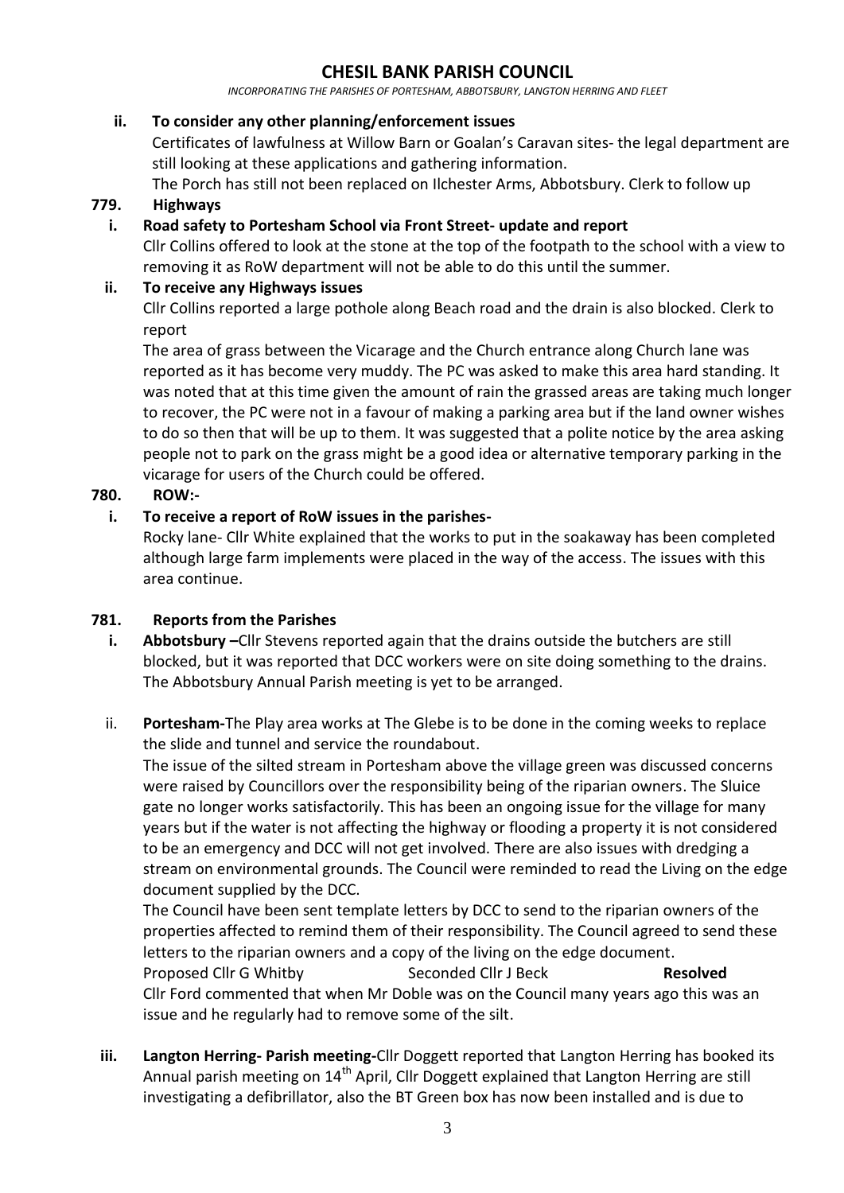**ii. To consider any other planning/enforcement issues**

Certificates of lawfulness at Willow Barn or Goalan's Caravan sites- the legal department are still looking at these applications and gathering information.

The Porch has still not been replaced on Ilchester Arms, Abbotsbury. Clerk to follow up

**779. Highways**

**i. Road safety to Portesham School via Front Street- update and report**

Cllr Collins offered to look at the stone at the top of the footpath to the school with a view to removing it as RoW department will not be able to do this until the summer.

**ii. To receive any Highways issues**

Cllr Collins reported a large pothole along Beach road and the drain is also blocked. Clerk to report

The area of grass between the Vicarage and the Church entrance along Church lane was reported as it has become very muddy. The PC was asked to make this area hard standing. It was noted that at this time given the amount of rain the grassed areas are taking much longer to recover, the PC were not in a favour of making a parking area but if the land owner wishes to do so then that will be up to them. It was suggested that a polite notice by the area asking people not to park on the grass might be a good idea or alternative temporary parking in the vicarage for users of the Church could be offered.

**780. ROW:-**

**i. To receive a report of RoW issues in the parishes-**

Rocky lane- Cllr White explained that the works to put in the soakaway has been completed although large farm implements were placed in the way of the access. The issues with this area continue.

**781. Reports from the Parishes**

**i. Abbotsbury –**Cllr Stevens reported again that the drains outside the butchers are still blocked, but it was reported that DCC workers were on site doing something to the drains. The Abbotsbury Annual Parish meeting is yet to be arranged.

ii. **Portesham-**The Play area works at The Glebe is to be done in the coming weeks to replace the slide and tunnel and service the roundabout.

The issue of the silted stream in Portesham above the village green was discussed concerns were raised by Councillors over the responsibility being of the riparian owners. The Sluice gate no longer works satisfactorily. This has been an ongoing issue for the village for many years but if the water is not affecting the highway or flooding a property it is not considered to be an emergency and DCC will not get involved. There are also issues with dredging a stream on environmental grounds. The Council were reminded to read the Living on the edge document supplied by the DCC.

The Council have been sent template letters by DCC to send to the riparian owners of the properties affected to remind them of their responsibility. The Council agreed to send these letters to the riparian owners and a copy of the living on the edge document.

Proposed Cllr G Whitby  Seconded Cllr J Beck  **Resolved**

Cllr Ford commented that when Mr Doble was on the Council many years ago this was an issue and he regularly had to remove some of the silt.

**iii. Langton Herring- Parish meeting-**Cllr Doggett reported that Langton Herring has booked its Annual parish meeting on 14th April, Cllr Doggett explained that Langton Herring are still investigating a defibrillator, also the BT Green box has now been installed and is due to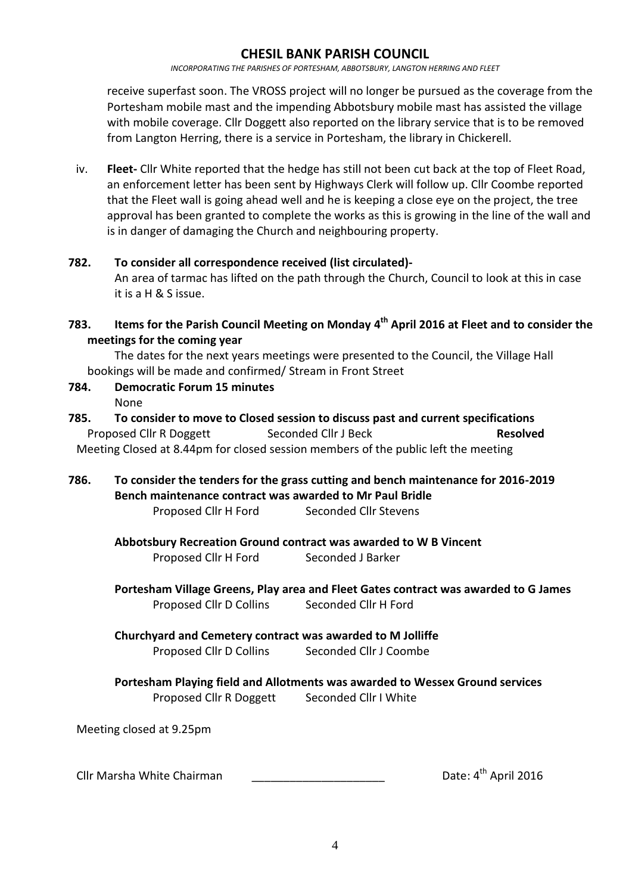receive superfast soon. The VROSS project will no longer be pursued as the coverage from the Portesham mobile mast and the impending Abbotsbury mobile mast has assisted the village with mobile coverage. Cllr Doggett also reported on the library service that is to be removed from Langton Herring, there is a service in Portesham, the library in Chickerell.

iv. **Fleet-** Cllr White reported that the hedge has still not been cut back at the top of Fleet Road, an enforcement letter has been sent by Highways Clerk will follow up. Cllr Coombe reported that the Fleet wall is going ahead well and he is keeping a close eye on the project, the tree approval has been granted to complete the works as this is growing in the line of the wall and is in danger of damaging the Church and neighbouring property.

**782. To consider all correspondence received (list circulated)-**

An area of tarmac has lifted on the path through the Church, Council to look at this in case it is a H & S issue.

**783. Items for the Parish Council Meeting on Monday 4th April 2016 at Fleet and to consider the meetings for the coming year**

The dates for the next years meetings were presented to the Council, the Village Hall bookings will be made and confirmed/ Stream in Front Street

**784. Democratic Forum 15 minutes**

None

**785. To consider to move to Closed session to discuss past and current specifications**

Proposed Cllr R Doggett Seconded Cllr J Beck **Resolved**

Meeting Closed at 8.44pm for closed session members of the public left the meeting

**786. To consider the tenders for the grass cutting and bench maintenance for 2016-2019**

**Bench maintenance contract was awarded to Mr Paul Bridle**

Proposed Cllr H Ford Seconded Cllr Stevens

**Abbotsbury Recreation Ground contract was awarded to W B Vincent**

Proposed Cllr H Ford Seconded J Barker

**Portesham Village Greens, Play area and Fleet Gates contract was awarded to G James**

Proposed Cllr D Collins Seconded Cllr H Ford

**Churchyard and Cemetery contract was awarded to M Jolliffe**

Proposed Cllr D Collins Seconded Cllr J Coombe

**Portesham Playing field and Allotments was awarded to Wessex Ground services**

Proposed Cllr R Doggett Seconded Cllr I White

Meeting closed at 9.25pm

Cllr Marsha White Chairman \_\_\_\_\_\_\_\_\_\_\_\_\_\_\_\_\_\_\_\_\_ Date: 4th April 2016